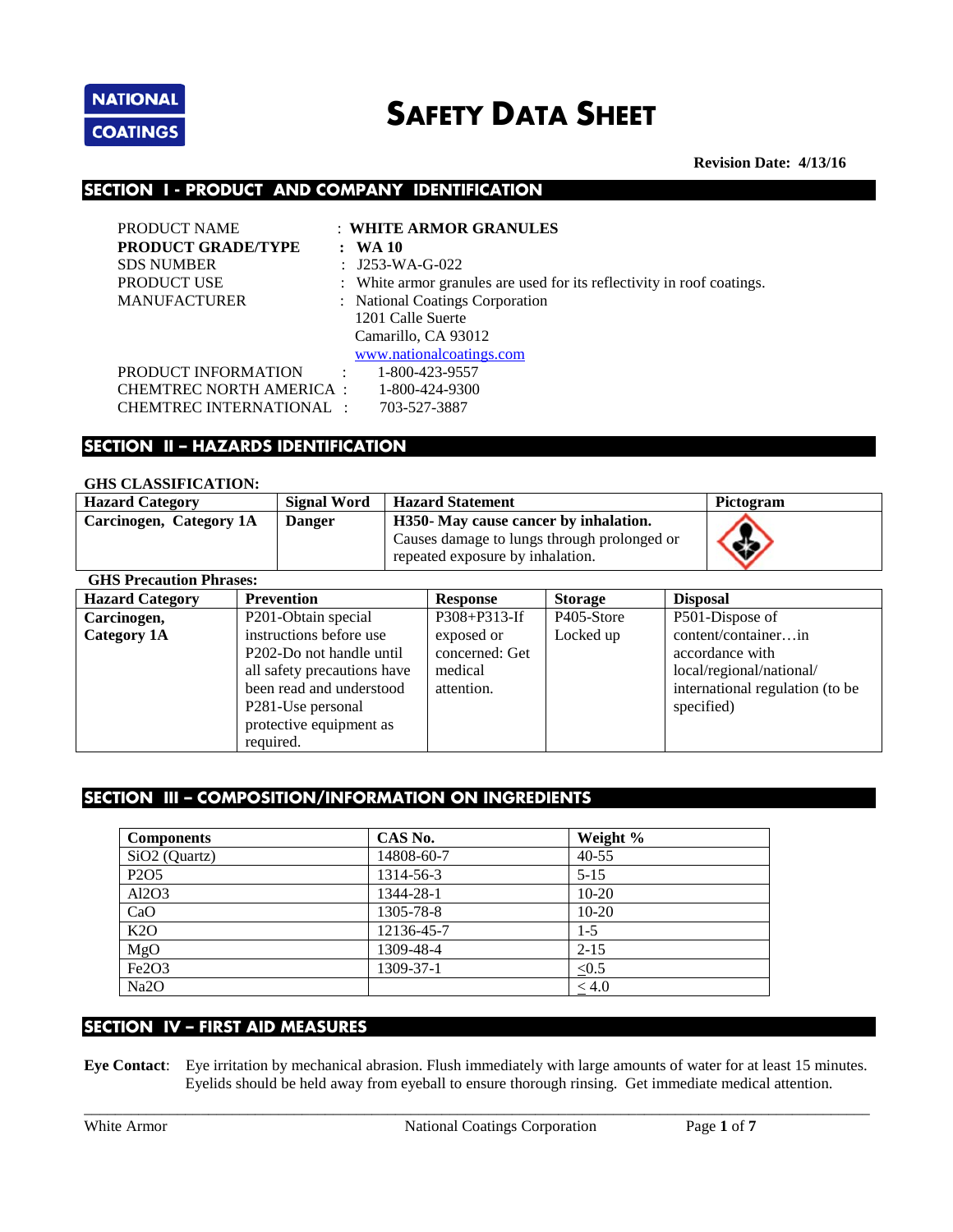NATIONAL COATINGS

# SAFETY DATA SHEET

**Revision Date: 4/13/16**

## SECTION I - PRODUCT AND COMPANY IDENTIFICATION

PRODUCT NAME : **WHITE ARMOR GRANULES**
**PRODUCT GRADE/TYPE : WA 10**
SDS NUMBER : J253-WA-G-022
PRODUCT USE : White armor granules are used for its reflectivity in roof coatings.
MANUFACTURER : National Coatings Corporation
1201 Calle Suerte
Camarillo, CA 93012
www.nationalcoatings.com
PRODUCT INFORMATION : 1-800-423-9557
CHEMTREC NORTH AMERICA : 1-800-424-9300
CHEMTREC INTERNATIONAL : 703-527-3887

## SECTION II – HAZARDS IDENTIFICATION

**GHS CLASSIFICATION:**

| Hazard Category | Signal Word | Hazard Statement | Pictogram |
|---|---|---|---|
| **Carcinogen, Category 1A** | **Danger** | **H350- May cause cancer by inhalation.** Causes damage to lungs through prolonged or repeated exposure by inhalation. | |

**GHS Precaution Phrases:**

| Hazard Category | Prevention | Response | Storage | Disposal |
|---|---|---|---|---|
| **Carcinogen, Category 1A** | P201-Obtain special instructions before use P202-Do not handle until all safety precautions have been read and understood P281-Use personal protective equipment as required. | P308+P313-If exposed or concerned: Get medical attention. | P405-Store Locked up | P501-Dispose of content/container…in accordance with local/regional/national/ international regulation (to be specified) |

## SECTION III – COMPOSITION/INFORMATION ON INGREDIENTS

| Components | CAS No. | Weight % |
|---|---|---|
| $SiO_2$ (Quartz) | 14808-60-7 | 40-55 |
| $P_2O_5$ | 1314-56-3 | 5-15 |
| $Al_2O_3$ | 1344-28-1 | 10-20 |
| CaO | 1305-78-8 | 10-20 |
| $K_2O$ | 12136-45-7 | 1-5 |
| MgO | 1309-48-4 | 2-15 |
| $Fe_2O_3$ | 1309-37-1 | $\leq$0.5 |
| $Na_2O$ | | $\leq$ 4.0 |

## SECTION IV – FIRST AID MEASURES

**Eye Contact**: Eye irritation by mechanical abrasion. Flush immediately with large amounts of water for at least 15 minutes. Eyelids should be held away from eyeball to ensure thorough rinsing. Get immediate medical attention.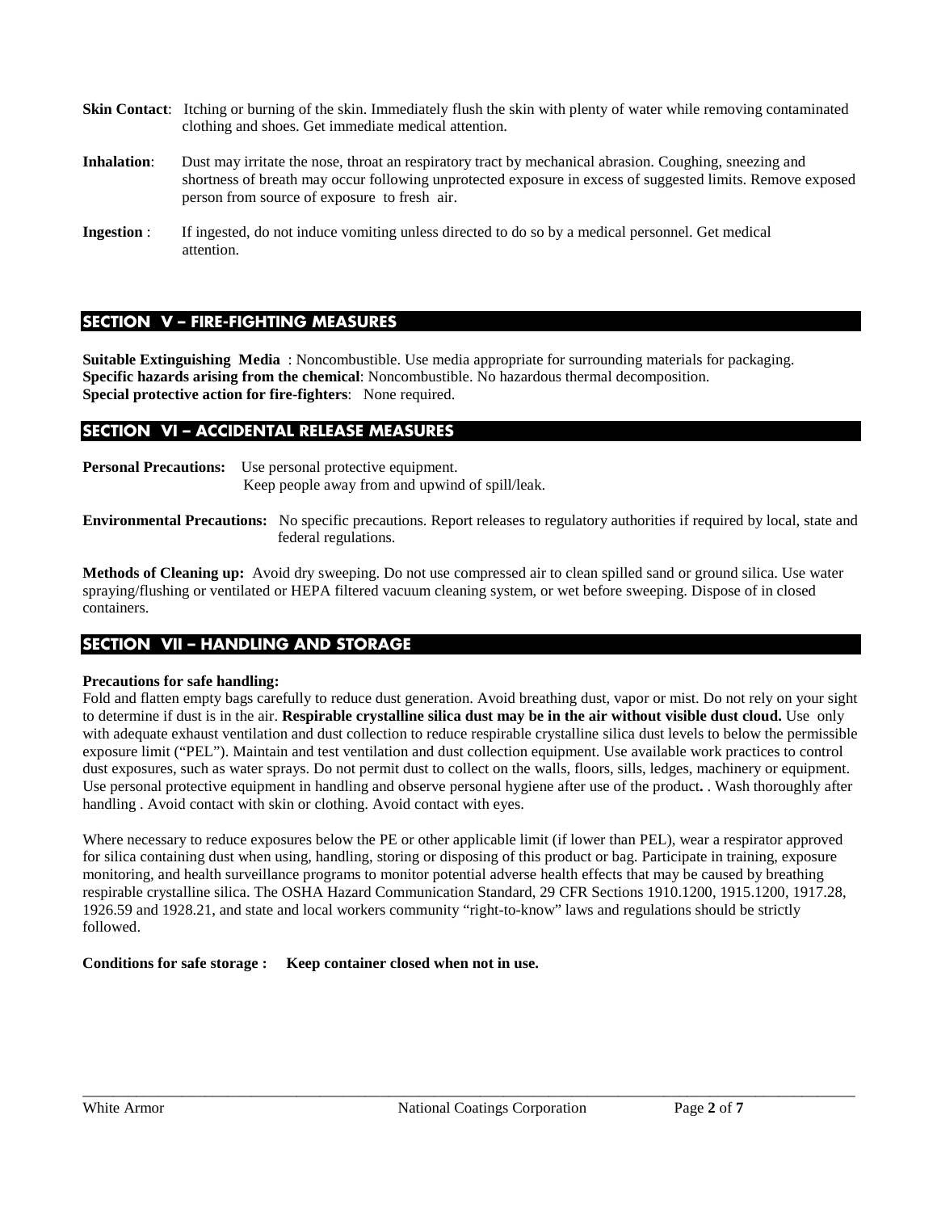**Skin Contact**: Itching or burning of the skin. Immediately flush the skin with plenty of water while removing contaminated clothing and shoes. Get immediate medical attention.

**Inhalation**: Dust may irritate the nose, throat an respiratory tract by mechanical abrasion. Coughing, sneezing and shortness of breath may occur following unprotected exposure in excess of suggested limits. Remove exposed person from source of exposure to fresh air.

**Ingestion** : If ingested, do not induce vomiting unless directed to do so by a medical personnel. Get medical attention.

## SECTION V – FIRE-FIGHTING MEASURES

**Suitable Extinguishing Media** : Noncombustible. Use media appropriate for surrounding materials for packaging.
**Specific hazards arising from the chemical**: Noncombustible. No hazardous thermal decomposition.
**Special protective action for fire-fighters**: None required.

## SECTION VI – ACCIDENTAL RELEASE MEASURES

**Personal Precautions:** Use personal protective equipment.
Keep people away from and upwind of spill/leak.

**Environmental Precautions:** No specific precautions. Report releases to regulatory authorities if required by local, state and federal regulations.

**Methods of Cleaning up:** Avoid dry sweeping. Do not use compressed air to clean spilled sand or ground silica. Use water spraying/flushing or ventilated or HEPA filtered vacuum cleaning system, or wet before sweeping. Dispose of in closed containers.

## SECTION VII – HANDLING AND STORAGE

**Precautions for safe handling:**
Fold and flatten empty bags carefully to reduce dust generation. Avoid breathing dust, vapor or mist. Do not rely on your sight to determine if dust is in the air. **Respirable crystalline silica dust may be in the air without visible dust cloud.** Use only with adequate exhaust ventilation and dust collection to reduce respirable crystalline silica dust levels to below the permissible exposure limit ("PEL"). Maintain and test ventilation and dust collection equipment. Use available work practices to control dust exposures, such as water sprays. Do not permit dust to collect on the walls, floors, sills, ledges, machinery or equipment. Use personal protective equipment in handling and observe personal hygiene after use of the product**.** . Wash thoroughly after handling . Avoid contact with skin or clothing. Avoid contact with eyes.

Where necessary to reduce exposures below the PE or other applicable limit (if lower than PEL), wear a respirator approved for silica containing dust when using, handling, storing or disposing of this product or bag. Participate in training, exposure monitoring, and health surveillance programs to monitor potential adverse health effects that may be caused by breathing respirable crystalline silica. The OSHA Hazard Communication Standard, 29 CFR Sections 1910.1200, 1915.1200, 1917.28, 1926.59 and 1928.21, and state and local workers community "right-to-know" laws and regulations should be strictly followed.

**Conditions for safe storage : Keep container closed when not in use.**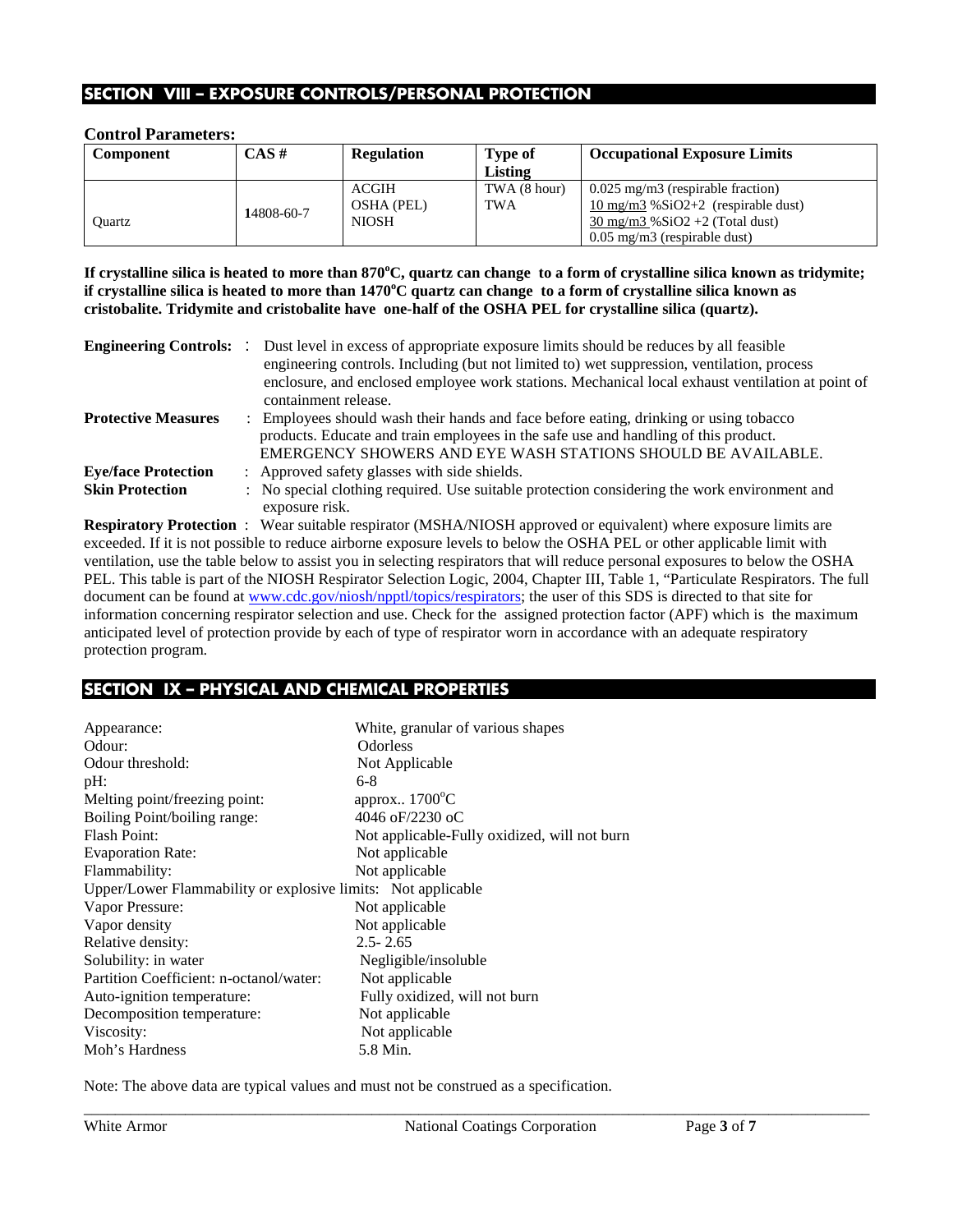## SECTION VIII – EXPOSURE CONTROLS/PERSONAL PROTECTION

**Control Parameters:**

| Component | CAS # | Regulation | Type of Listing | Occupational Exposure Limits |
|---|---|---|---|---|
| Quartz | 14808-60-7 | ACGIH<br>OSHA (PEL)<br>NIOSH | TWA (8 hour)<br>TWA | 0.025 mg/m3 (respirable fraction)<br>10 mg/m3 %SiO2+2 (respirable dust)<br>30 mg/m3 %SiO2 +2 (Total dust)<br>0.05 mg/m3 (respirable dust) |

**If crystalline silica is heated to more than 870°C, quartz can change to a form of crystalline silica known as tridymite; if crystalline silica is heated to more than 1470°C quartz can change to a form of crystalline silica known as cristobalite. Tridymite and cristobalite have one-half of the OSHA PEL for crystalline silica (quartz).**

**Engineering Controls:** : Dust level in excess of appropriate exposure limits should be reduces by all feasible engineering controls. Including (but not limited to) wet suppression, ventilation, process enclosure, and enclosed employee work stations. Mechanical local exhaust ventilation at point of containment release.

**Protective Measures** : Employees should wash their hands and face before eating, drinking or using tobacco products. Educate and train employees in the safe use and handling of this product. EMERGENCY SHOWERS AND EYE WASH STATIONS SHOULD BE AVAILABLE.

**Eye/face Protection** : Approved safety glasses with side shields.

**Skin Protection** : No special clothing required. Use suitable protection considering the work environment and exposure risk.

**Respiratory Protection** : Wear suitable respirator (MSHA/NIOSH approved or equivalent) where exposure limits are exceeded. If it is not possible to reduce airborne exposure levels to below the OSHA PEL or other applicable limit with ventilation, use the table below to assist you in selecting respirators that will reduce personal exposures to below the OSHA PEL. This table is part of the NIOSH Respirator Selection Logic, 2004, Chapter III, Table 1, "Particulate Respirators. The full document can be found at www.cdc.gov/niosh/npptl/topics/respirators; the user of this SDS is directed to that site for information concerning respirator selection and use. Check for the assigned protection factor (APF) which is the maximum anticipated level of protection provide by each of type of respirator worn in accordance with an adequate respiratory protection program.

## SECTION IX – PHYSICAL AND CHEMICAL PROPERTIES

| | |
|---|---|
| Appearance: | White, granular of various shapes |
| Odour: | Odorless |
| Odour threshold: | Not Applicable |
| pH: | 6-8 |
| Melting point/freezing point: | approx.. 1700°C |
| Boiling Point/boiling range: | 4046 oF/2230 oC |
| Flash Point: | Not applicable-Fully oxidized, will not burn |
| Evaporation Rate: | Not applicable |
| Flammability: | Not applicable |
| Upper/Lower Flammability or explosive limits: | Not applicable |
| Vapor Pressure: | Not applicable |
| Vapor density | Not applicable |
| Relative density: | 2.5- 2.65 |
| Solubility: in water | Negligible/insoluble |
| Partition Coefficient: n-octanol/water: | Not applicable |
| Auto-ignition temperature: | Fully oxidized, will not burn |
| Decomposition temperature: | Not applicable |
| Viscosity: | Not applicable |
| Moh's Hardness | 5.8 Min. |

Note: The above data are typical values and must not be construed as a specification.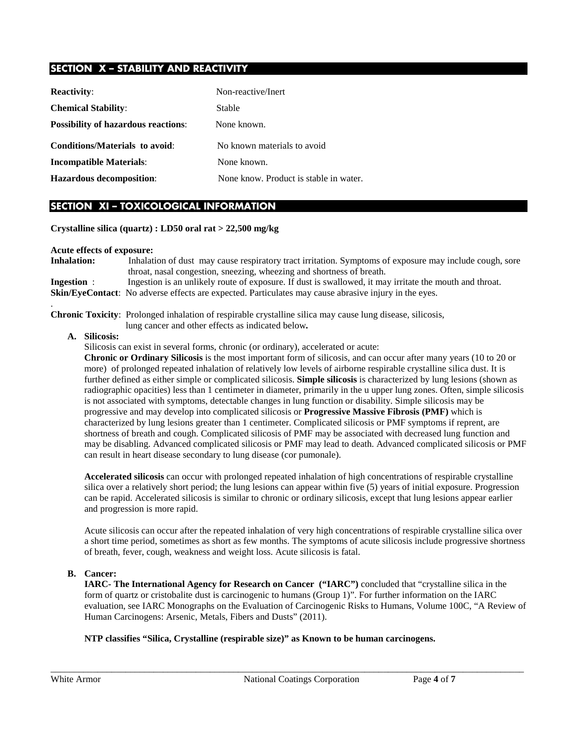## SECTION X – STABILITY AND REACTIVITY

| | |
|---|---|
| **Reactivity**: | Non-reactive/Inert |
| **Chemical Stability**: | Stable |
| **Possibility of hazardous reactions**: | None known. |
| **Conditions/Materials to avoid**: | No known materials to avoid |
| **Incompatible Materials**: | None known. |
| **Hazardous decomposition**: | None know. Product is stable in water. |

## SECTION XI – TOXICOLOGICAL INFORMATION

**Crystalline silica (quartz) : LD50 oral rat > 22,500 mg/kg**

**Acute effects of exposure:**

**Inhalation:** Inhalation of dust may cause respiratory tract irritation. Symptoms of exposure may include cough, sore throat, nasal congestion, sneezing, wheezing and shortness of breath.

**Ingestion** : Ingestion is an unlikely route of exposure. If dust is swallowed, it may irritate the mouth and throat.

**Skin/EyeContact**: No adverse effects are expected. Particulates may cause abrasive injury in the eyes.

**Chronic Toxicity**: Prolonged inhalation of respirable crystalline silica may cause lung disease, silicosis, lung cancer and other effects as indicated below**.**

**A. Silicosis:**

Silicosis can exist in several forms, chronic (or ordinary), accelerated or acute:

**Chronic or Ordinary Silicosis** is the most important form of silicosis, and can occur after many years (10 to 20 or more) of prolonged repeated inhalation of relatively low levels of airborne respirable crystalline silica dust. It is further defined as either simple or complicated silicosis. **Simple silicosis** is characterized by lung lesions (shown as radiographic opacities) less than 1 centimeter in diameter, primarily in the u upper lung zones. Often, simple silicosis is not associated with symptoms, detectable changes in lung function or disability. Simple silicosis may be progressive and may develop into complicated silicosis or **Progressive Massive Fibrosis (PMF)** which is characterized by lung lesions greater than 1 centimeter. Complicated silicosis or PMF symptoms if reprent, are shortness of breath and cough. Complicated silicosis of PMF may be associated with decreased lung function and may be disabling. Advanced complicated silicosis or PMF may lead to death. Advanced complicated silicosis or PMF can result in heart disease secondary to lung disease (cor pumonale).

**Accelerated silicosis** can occur with prolonged repeated inhalation of high concentrations of respirable crystalline silica over a relatively short period; the lung lesions can appear within five (5) years of initial exposure. Progression can be rapid. Accelerated silicosis is similar to chronic or ordinary silicosis, except that lung lesions appear earlier and progression is more rapid.

Acute silicosis can occur after the repeated inhalation of very high concentrations of respirable crystalline silica over a short time period, sometimes as short as few months. The symptoms of acute silicosis include progressive shortness of breath, fever, cough, weakness and weight loss. Acute silicosis is fatal.

**B. Cancer:**

**IARC- The International Agency for Research on Cancer ("IARC")** concluded that "crystalline silica in the form of quartz or cristobalite dust is carcinogenic to humans (Group 1)". For further information on the IARC evaluation, see IARC Monographs on the Evaluation of Carcinogenic Risks to Humans, Volume 100C, "A Review of Human Carcinogens: Arsenic, Metals, Fibers and Dusts" (2011).

**NTP classifies "Silica, Crystalline (respirable size)" as Known to be human carcinogens.**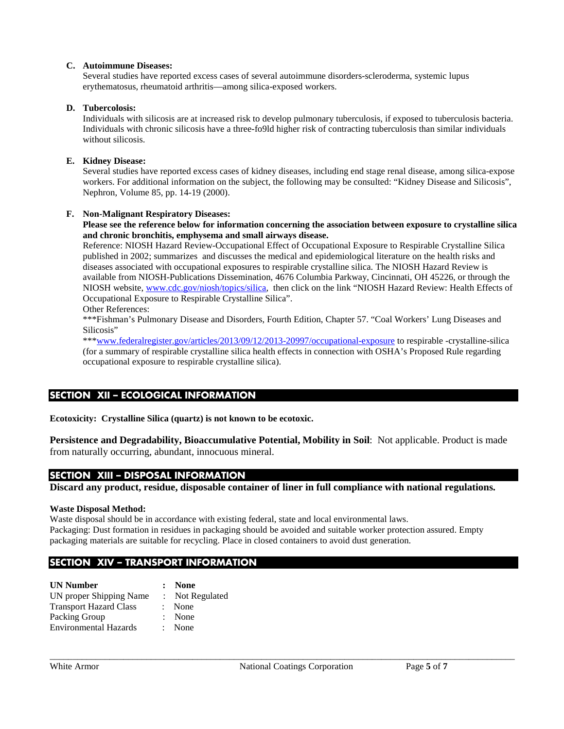**C. Autoimmune Diseases:**

Several studies have reported excess cases of several autoimmune disorders-scleroderma, systemic lupus erythematosus, rheumatoid arthritis—among silica-exposed workers.

**D. Tubercolosis:**

Individuals with silicosis are at increased risk to develop pulmonary tuberculosis, if exposed to tuberculosis bacteria. Individuals with chronic silicosis have a three-fo9ld higher risk of contracting tuberculosis than similar individuals without silicosis.

**E. Kidney Disease:**

Several studies have reported excess cases of kidney diseases, including end stage renal disease, among silica-expose workers. For additional information on the subject, the following may be consulted: "Kidney Disease and Silicosis", Nephron, Volume 85, pp. 14-19 (2000).

**F. Non-Malignant Respiratory Diseases:**

**Please see the reference below for information concerning the association between exposure to crystalline silica and chronic bronchitis, emphysema and small airways disease.**

Reference: NIOSH Hazard Review-Occupational Effect of Occupational Exposure to Respirable Crystalline Silica published in 2002; summarizes and discusses the medical and epidemiological literature on the health risks and diseases associated with occupational exposures to respirable crystalline silica. The NIOSH Hazard Review is available from NIOSH-Publications Dissemination, 4676 Columbia Parkway, Cincinnati, OH 45226, or through the NIOSH website, www.cdc.gov/niosh/topics/silica, then click on the link "NIOSH Hazard Review: Health Effects of Occupational Exposure to Respirable Crystalline Silica".

Other References:

***Fishman's Pulmonary Disease and Disorders, Fourth Edition, Chapter 57. "Coal Workers' Lung Diseases and Silicosis"

***www.federalregister.gov/articles/2013/09/12/2013-20997/occupational-exposure to respirable -crystalline-silica (for a summary of respirable crystalline silica health effects in connection with OSHA's Proposed Rule regarding occupational exposure to respirable crystalline silica).

## SECTION XII – ECOLOGICAL INFORMATION

**Ecotoxicity: Crystalline Silica (quartz) is not known to be ecotoxic.**

**Persistence and Degradability, Bioaccumulative Potential, Mobility in Soil**: Not applicable. Product is made from naturally occurring, abundant, innocuous mineral.

## SECTION XIII – DISPOSAL INFORMATION

**Discard any product, residue, disposable container of liner in full compliance with national regulations.**

**Waste Disposal Method:**

Waste disposal should be in accordance with existing federal, state and local environmental laws.
Packaging: Dust formation in residues in packaging should be avoided and suitable worker protection assured. Empty packaging materials are suitable for recycling. Place in closed containers to avoid dust generation.

## SECTION XIV – TRANSPORT INFORMATION

| | | |
|---|---|---|
| **UN Number** | **:** | **None** |
| UN proper Shipping Name | : | Not Regulated |
| Transport Hazard Class | : | None |
| Packing Group | : | None |
| Environmental Hazards | : | None |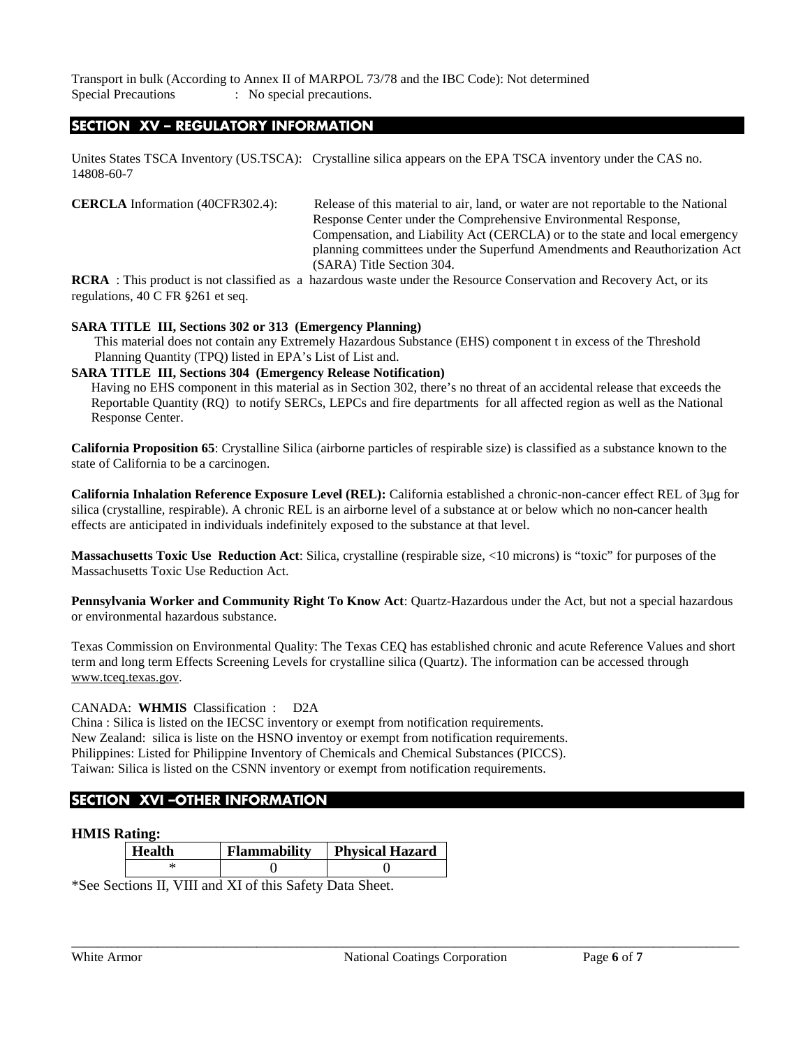Transport in bulk (According to Annex II of MARPOL 73/78 and the IBC Code): Not determined
Special Precautions : No special precautions.

## SECTION XV – REGULATORY INFORMATION

Unites States TSCA Inventory (US.TSCA): Crystalline silica appears on the EPA TSCA inventory under the CAS no. 14808-60-7

**CERCLA** Information (40CFR302.4): Release of this material to air, land, or water are not reportable to the National Response Center under the Comprehensive Environmental Response, Compensation, and Liability Act (CERCLA) or to the state and local emergency planning committees under the Superfund Amendments and Reauthorization Act (SARA) Title Section 304.

**RCRA** : This product is not classified as a hazardous waste under the Resource Conservation and Recovery Act, or its regulations, 40 C FR §261 et seq.

**SARA TITLE III, Sections 302 or 313 (Emergency Planning)**
This material does not contain any Extremely Hazardous Substance (EHS) component t in excess of the Threshold Planning Quantity (TPQ) listed in EPA's List of List and.

**SARA TITLE III, Sections 304 (Emergency Release Notification)**
Having no EHS component in this material as in Section 302, there's no threat of an accidental release that exceeds the Reportable Quantity (RQ) to notify SERCs, LEPCs and fire departments for all affected region as well as the National Response Center.

**California Proposition 65**: Crystalline Silica (airborne particles of respirable size) is classified as a substance known to the state of California to be a carcinogen.

**California Inhalation Reference Exposure Level (REL):** California established a chronic-non-cancer effect REL of 3μg for silica (crystalline, respirable). A chronic REL is an airborne level of a substance at or below which no non-cancer health effects are anticipated in individuals indefinitely exposed to the substance at that level.

**Massachusetts Toxic Use Reduction Act**: Silica, crystalline (respirable size, <10 microns) is "toxic" for purposes of the Massachusetts Toxic Use Reduction Act.

**Pennsylvania Worker and Community Right To Know Act**: Quartz-Hazardous under the Act, but not a special hazardous or environmental hazardous substance.

Texas Commission on Environmental Quality: The Texas CEQ has established chronic and acute Reference Values and short term and long term Effects Screening Levels for crystalline silica (Quartz). The information can be accessed through www.tceq.texas.gov.

CANADA: **WHMIS** Classification : D2A
China : Silica is listed on the IECSC inventory or exempt from notification requirements.
New Zealand: silica is liste on the HSNO inventoy or exempt from notification requirements.
Philippines: Listed for Philippine Inventory of Chemicals and Chemical Substances (PICCS).
Taiwan: Silica is listed on the CSNN inventory or exempt from notification requirements.

## SECTION XVI –OTHER INFORMATION

**HMIS Rating:**

| Health | Flammability | Physical Hazard |
|---|---|---|
| * | 0 | 0 |

*See Sections II, VIII and XI of this Safety Data Sheet.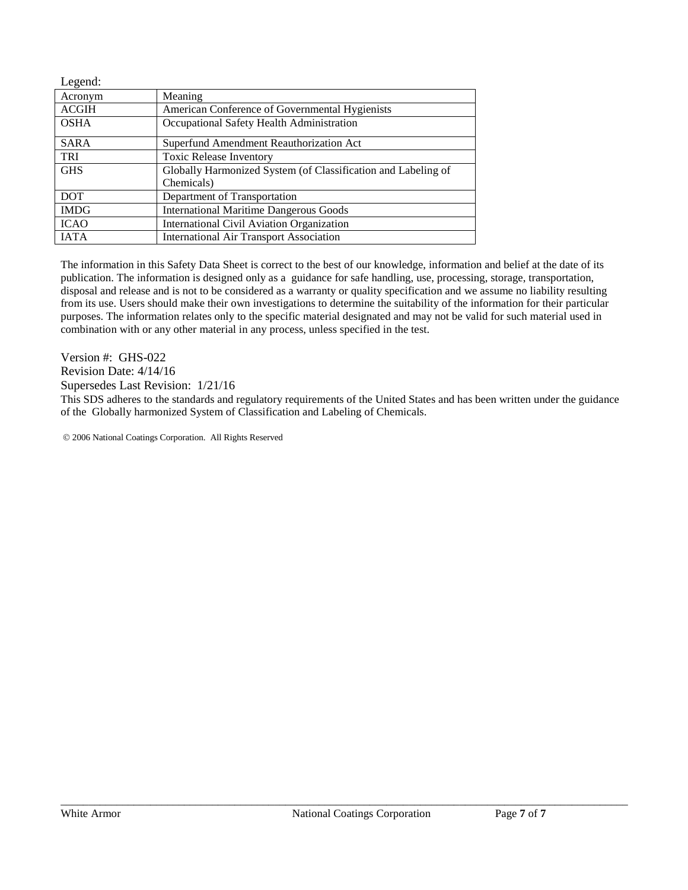Legend:

| Acronym | Meaning |
|---|---|
| ACGIH | American Conference of Governmental Hygienists |
| OSHA | Occupational Safety Health Administration |
| SARA | Superfund Amendment Reauthorization Act |
| TRI | Toxic Release Inventory |
| GHS | Globally Harmonized System (of Classification and Labeling of Chemicals) |
| DOT | Department of Transportation |
| IMDG | International Maritime Dangerous Goods |
| ICAO | International Civil Aviation Organization |
| IATA | International Air Transport Association |

The information in this Safety Data Sheet is correct to the best of our knowledge, information and belief at the date of its publication. The information is designed only as a guidance for safe handling, use, processing, storage, transportation, disposal and release and is not to be considered as a warranty or quality specification and we assume no liability resulting from its use. Users should make their own investigations to determine the suitability of the information for their particular purposes. The information relates only to the specific material designated and may not be valid for such material used in combination with or any other material in any process, unless specified in the test.

Version #: GHS-022
Revision Date: 4/14/16
Supersedes Last Revision: 1/21/16
This SDS adheres to the standards and regulatory requirements of the United States and has been written under the guidance of the Globally harmonized System of Classification and Labeling of Chemicals.

© 2006 National Coatings Corporation. All Rights Reserved